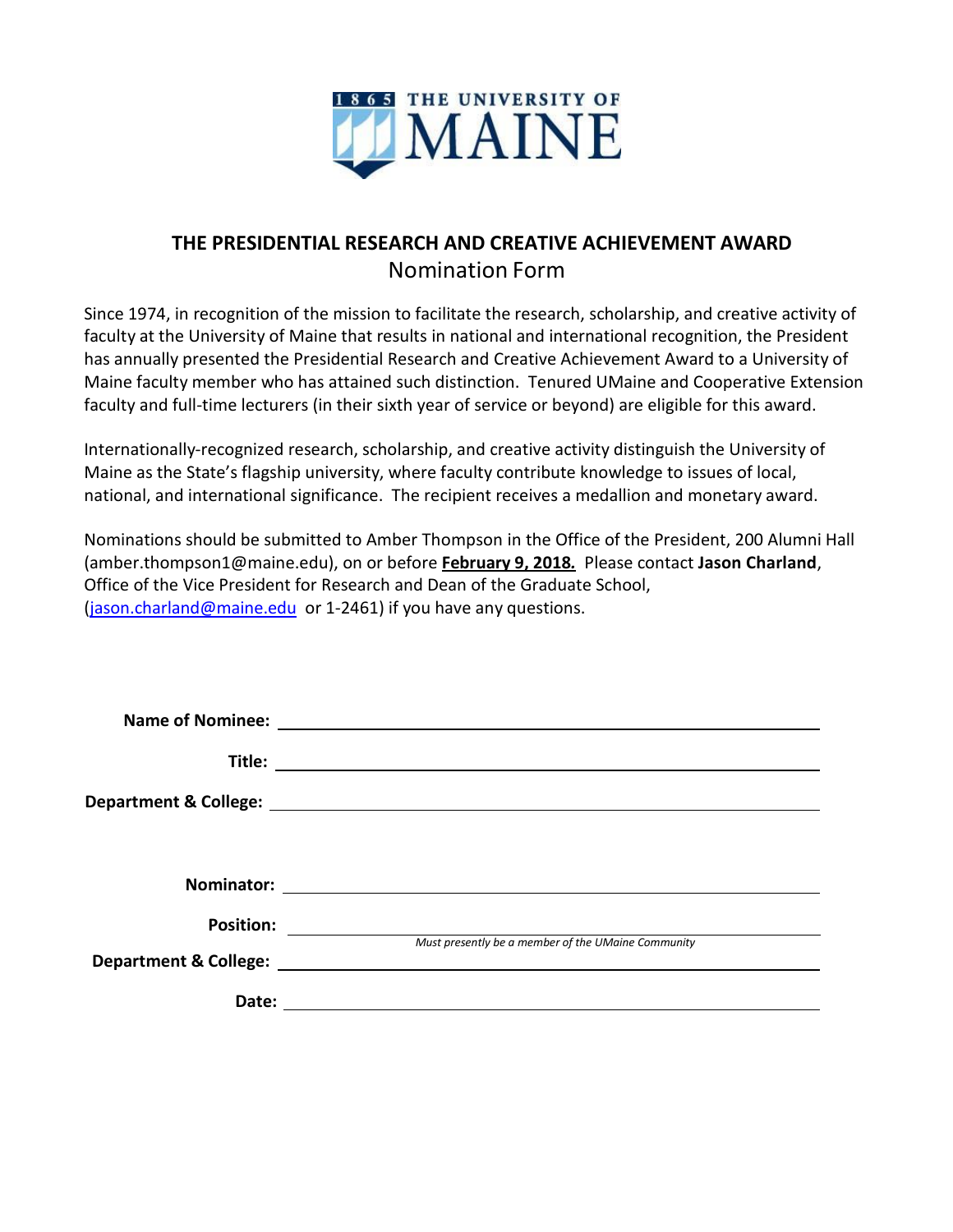THE UNIVERSITY OF MAINE

1865

## THE PRESIDENTIAL RESEARCH AND CREATIVE ACHIEVEMENT AWARD

Nomination Form

Since 1974, in recognition of the mission to facilitate the research, scholarship, and creative activity of faculty at the University of Maine that results in national and international recognition, the President has annually presented the Presidential Research and Creative Achievement Award to a University of Maine faculty member who has attained such distinction. Tenured UMaine and Cooperative Extension faculty and full-time lecturers (in their sixth year of service or beyond) are eligible for this award.

Internationally-recognized research, scholarship, and creative activity distinguish the University of Maine as the State's flagship university, where faculty contribute knowledge to issues of local, national, and international significance. The recipient receives a medallion and monetary award.

Nominations should be submitted to Amber Thompson in the Office of the President, 200 Alumni Hall (amber.thompson1@maine.edu), on or before **February 9, 2018.** Please contact **Jason Charland**, Office of the Vice President for Research and Dean of the Graduate School, (jason.charland@maine.edu or 1-2461) if you have any questions.

**Name of Nominee:** ______________________________

**Title:** ______________________________

**Department & College:** ______________________________

**Nominator:** ______________________________

**Position:** ______________________________

*Must presently be a member of the UMaine Community*

**Department & College:** ______________________________

**Date:** ______________________________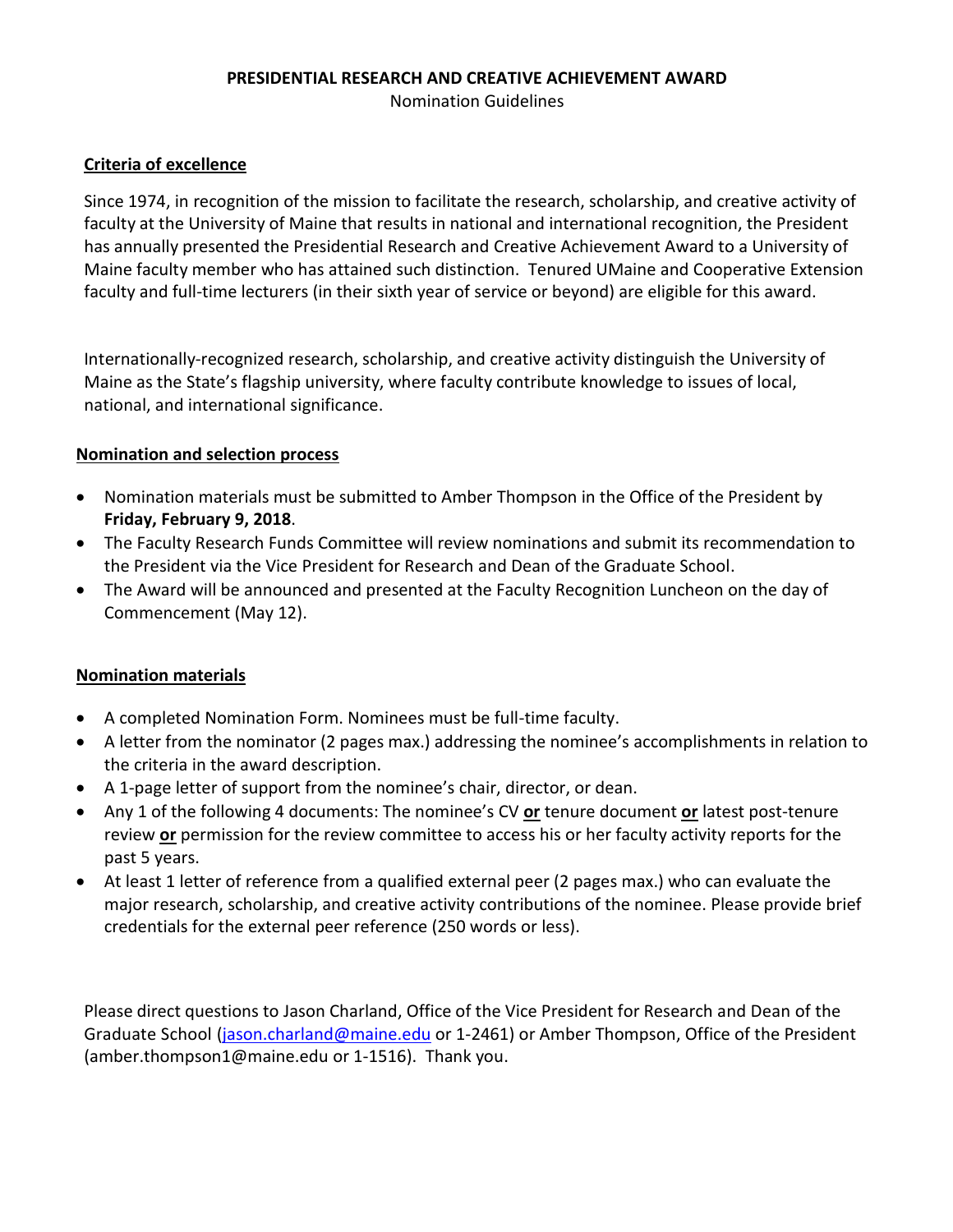**PRESIDENTIAL RESEARCH AND CREATIVE ACHIEVEMENT AWARD**

Nomination Guidelines

## Criteria of excellence

Since 1974, in recognition of the mission to facilitate the research, scholarship, and creative activity of faculty at the University of Maine that results in national and international recognition, the President has annually presented the Presidential Research and Creative Achievement Award to a University of Maine faculty member who has attained such distinction. Tenured UMaine and Cooperative Extension faculty and full-time lecturers (in their sixth year of service or beyond) are eligible for this award.

Internationally-recognized research, scholarship, and creative activity distinguish the University of Maine as the State's flagship university, where faculty contribute knowledge to issues of local, national, and international significance.

## Nomination and selection process

- Nomination materials must be submitted to Amber Thompson in the Office of the President by **Friday, February 9, 2018**.
- The Faculty Research Funds Committee will review nominations and submit its recommendation to the President via the Vice President for Research and Dean of the Graduate School.
- The Award will be announced and presented at the Faculty Recognition Luncheon on the day of Commencement (May 12).

## Nomination materials

- A completed Nomination Form. Nominees must be full-time faculty.
- A letter from the nominator (2 pages max.) addressing the nominee's accomplishments in relation to the criteria in the award description.
- A 1-page letter of support from the nominee's chair, director, or dean.
- Any 1 of the following 4 documents: The nominee's CV **or** tenure document **or** latest post-tenure review **or** permission for the review committee to access his or her faculty activity reports for the past 5 years.
- At least 1 letter of reference from a qualified external peer (2 pages max.) who can evaluate the major research, scholarship, and creative activity contributions of the nominee. Please provide brief credentials for the external peer reference (250 words or less).

Please direct questions to Jason Charland, Office of the Vice President for Research and Dean of the Graduate School (jason.charland@maine.edu or 1-2461) or Amber Thompson, Office of the President (amber.thompson1@maine.edu or 1-1516). Thank you.